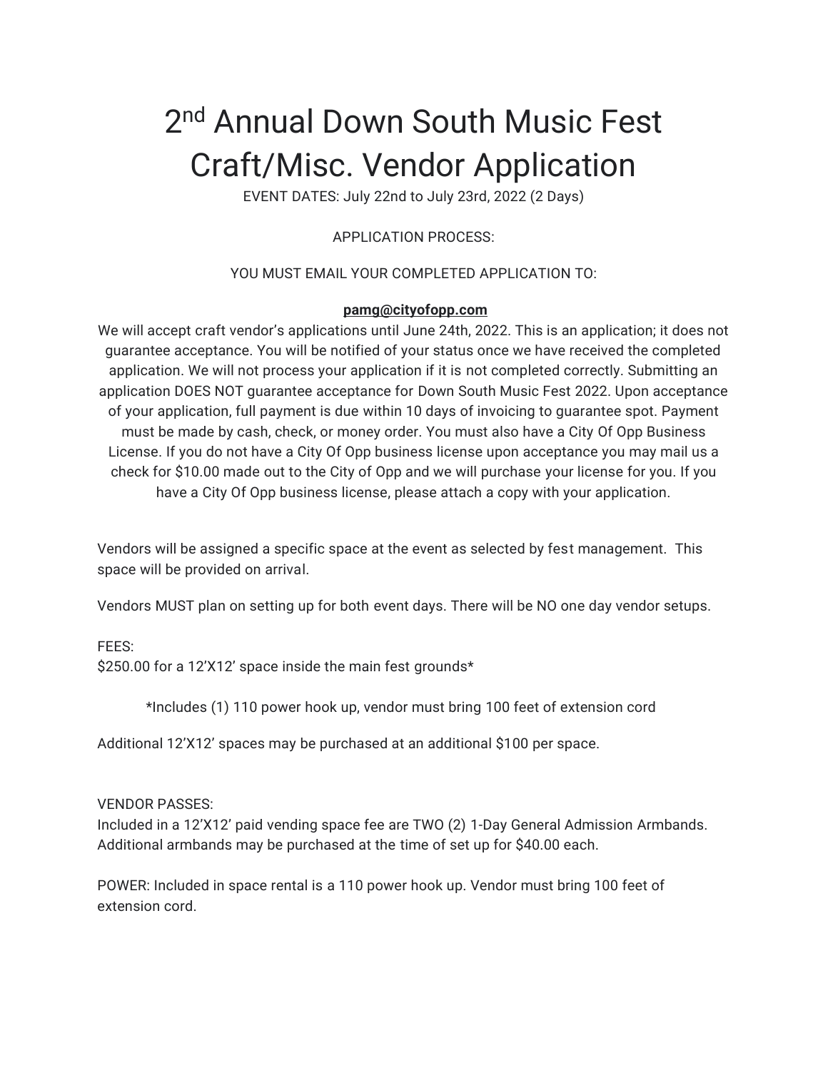# 2nd Annual Down South Music Fest Craft/Misc. Vendor Application

EVENT DATES: July 22nd to July 23rd, 2022 (2 Days)

APPLICATION PROCESS:

YOU MUST EMAIL YOUR COMPLETED APPLICATION TO:

**pamg@cityofopp.com**

We will accept craft vendor's applications until June 24th, 2022. This is an application; it does not guarantee acceptance. You will be notified of your status once we have received the completed application. We will not process your application if it is not completed correctly. Submitting an application DOES NOT guarantee acceptance for Down South Music Fest 2022. Upon acceptance of your application, full payment is due within 10 days of invoicing to guarantee spot. Payment must be made by cash, check, or money order. You must also have a City Of Opp Business License. If you do not have a City Of Opp business license upon acceptance you may mail us a check for $10.00 made out to the City of Opp and we will purchase your license for you. If you have a City Of Opp business license, please attach a copy with your application.

Vendors will be assigned a specific space at the event as selected by fest management. This space will be provided on arrival.

Vendors MUST plan on setting up for both event days. There will be NO one day vendor setups.

FEES:
$250.00 for a 12'X12' space inside the main fest grounds*

*Includes (1) 110 power hook up, vendor must bring 100 feet of extension cord

Additional 12'X12' spaces may be purchased at an additional $100 per space.

VENDOR PASSES:
Included in a 12'X12' paid vending space fee are TWO (2) 1-Day General Admission Armbands. Additional armbands may be purchased at the time of set up for $40.00 each.

POWER: Included in space rental is a 110 power hook up. Vendor must bring 100 feet of extension cord.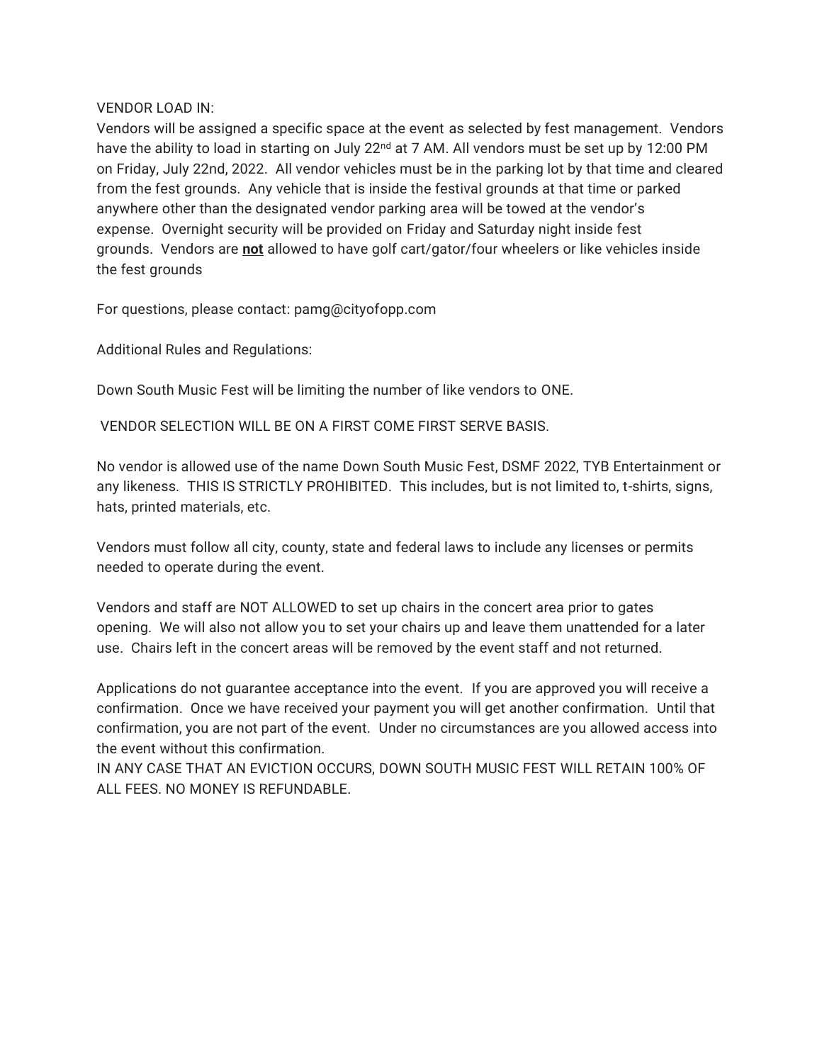VENDOR LOAD IN:

Vendors will be assigned a specific space at the event as selected by fest management. Vendors have the ability to load in starting on July 22nd at 7 AM. All vendors must be set up by 12:00 PM on Friday, July 22nd, 2022. All vendor vehicles must be in the parking lot by that time and cleared from the fest grounds. Any vehicle that is inside the festival grounds at that time or parked anywhere other than the designated vendor parking area will be towed at the vendor's expense. Overnight security will be provided on Friday and Saturday night inside fest grounds. Vendors are **not** allowed to have golf cart/gator/four wheelers or like vehicles inside the fest grounds

For questions, please contact: pamg@cityofopp.com

Additional Rules and Regulations:

Down South Music Fest will be limiting the number of like vendors to ONE.

VENDOR SELECTION WILL BE ON A FIRST COME FIRST SERVE BASIS.

No vendor is allowed use of the name Down South Music Fest, DSMF 2022, TYB Entertainment or any likeness. THIS IS STRICTLY PROHIBITED. This includes, but is not limited to, t-shirts, signs, hats, printed materials, etc.

Vendors must follow all city, county, state and federal laws to include any licenses or permits needed to operate during the event.

Vendors and staff are NOT ALLOWED to set up chairs in the concert area prior to gates opening. We will also not allow you to set your chairs up and leave them unattended for a later use. Chairs left in the concert areas will be removed by the event staff and not returned.

Applications do not guarantee acceptance into the event. If you are approved you will receive a confirmation. Once we have received your payment you will get another confirmation. Until that confirmation, you are not part of the event. Under no circumstances are you allowed access into the event without this confirmation.

IN ANY CASE THAT AN EVICTION OCCURS, DOWN SOUTH MUSIC FEST WILL RETAIN 100% OF ALL FEES. NO MONEY IS REFUNDABLE.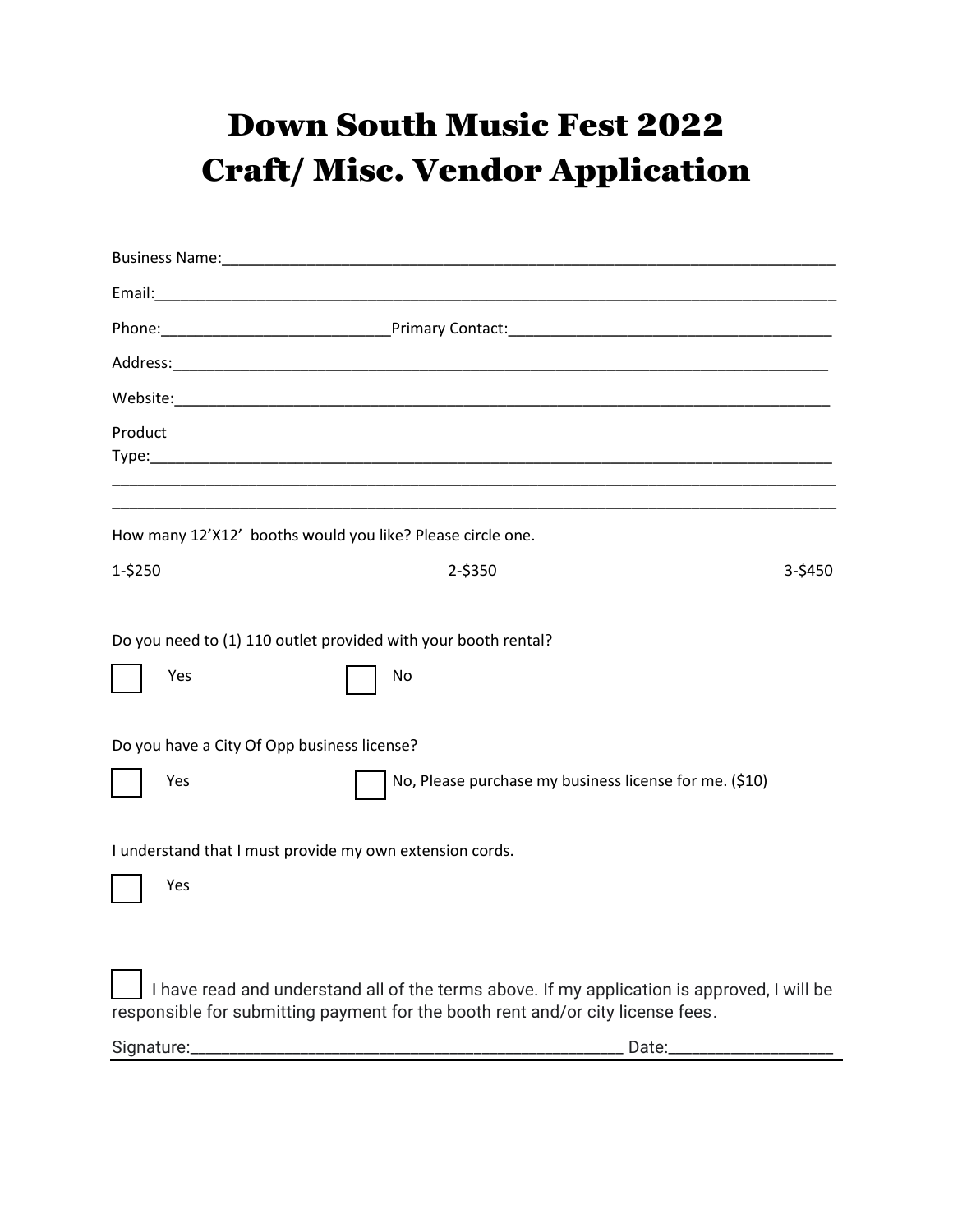# Down South Music Fest 2022
# Craft/ Misc. Vendor Application

Business Name:___________________________________________________________________________

Email:________________________________________________________________________________

Phone:___________________________Primary Contact:______________________________________

Address:______________________________________________________________________________

Website:______________________________________________________________________________

Product Type:__________________________________________________________________________

______________________________________________________________________________________

______________________________________________________________________________________

How many 12'X12' booths would you like? Please circle one.

1-$250 2-$350 3-$450

Do you need to (1) 110 outlet provided with your booth rental?

☐ Yes ☐ No

Do you have a City Of Opp business license?

☐ Yes ☐ No, Please purchase my business license for me. ($10)

I understand that I must provide my own extension cords.

☐ Yes

☐ I have read and understand all of the terms above. If my application is approved, I will be responsible for submitting payment for the booth rent and/or city license fees.

Signature:_______________________________________________ Date:__________________